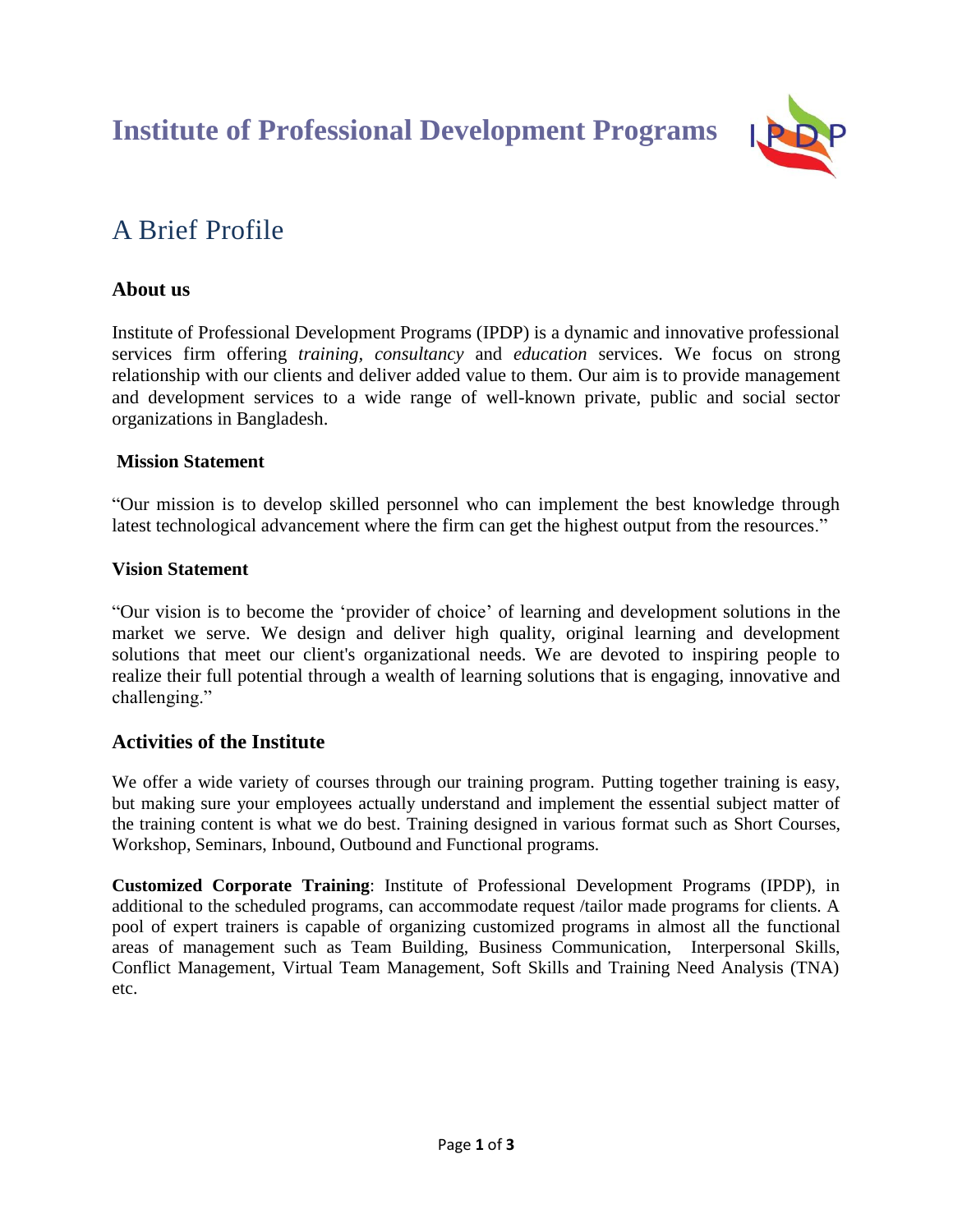# Institute of Professional Development Programs

## A Brief Profile

### About us

Institute of Professional Development Programs (IPDP) is a dynamic and innovative professional services firm offering *training*, *consultancy* and *education* services. We focus on strong relationship with our clients and deliver added value to them. Our aim is to provide management and development services to a wide range of well-known private, public and social sector organizations in Bangladesh.

#### Mission Statement

"Our mission is to develop skilled personnel who can implement the best knowledge through latest technological advancement where the firm can get the highest output from the resources."

#### Vision Statement

"Our vision is to become the 'provider of choice' of learning and development solutions in the market we serve. We design and deliver high quality, original learning and development solutions that meet our client's organizational needs. We are devoted to inspiring people to realize their full potential through a wealth of learning solutions that is engaging, innovative and challenging."

### Activities of the Institute

We offer a wide variety of courses through our training program. Putting together training is easy, but making sure your employees actually understand and implement the essential subject matter of the training content is what we do best. Training designed in various format such as Short Courses, Workshop, Seminars, Inbound, Outbound and Functional programs.

**Customized Corporate Training**: Institute of Professional Development Programs (IPDP), in additional to the scheduled programs, can accommodate request /tailor made programs for clients. A pool of expert trainers is capable of organizing customized programs in almost all the functional areas of management such as Team Building, Business Communication, Interpersonal Skills, Conflict Management, Virtual Team Management, Soft Skills and Training Need Analysis (TNA) etc.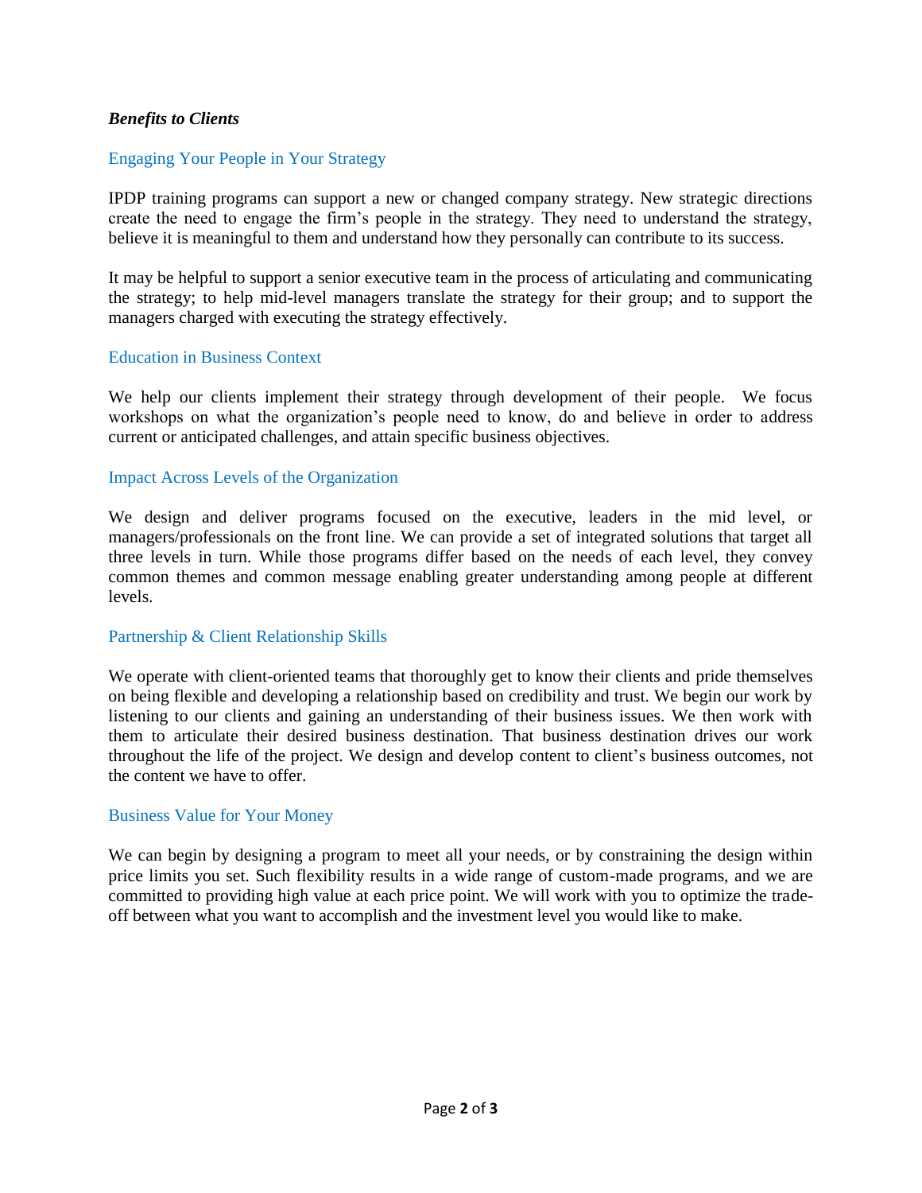***Benefits to Clients***

### Engaging Your People in Your Strategy

IPDP training programs can support a new or changed company strategy. New strategic directions create the need to engage the firm's people in the strategy. They need to understand the strategy, believe it is meaningful to them and understand how they personally can contribute to its success.

It may be helpful to support a senior executive team in the process of articulating and communicating the strategy; to help mid-level managers translate the strategy for their group; and to support the managers charged with executing the strategy effectively.

### Education in Business Context

We help our clients implement their strategy through development of their people.  We focus workshops on what the organization's people need to know, do and believe in order to address current or anticipated challenges, and attain specific business objectives.

### Impact Across Levels of the Organization

We design and deliver programs focused on the executive, leaders in the mid level, or managers/professionals on the front line. We can provide a set of integrated solutions that target all three levels in turn. While those programs differ based on the needs of each level, they convey common themes and common message enabling greater understanding among people at different levels.

### Partnership & Client Relationship Skills

We operate with client-oriented teams that thoroughly get to know their clients and pride themselves on being flexible and developing a relationship based on credibility and trust. We begin our work by listening to our clients and gaining an understanding of their business issues. We then work with them to articulate their desired business destination. That business destination drives our work throughout the life of the project. We design and develop content to client's business outcomes, not the content we have to offer.

### Business Value for Your Money

We can begin by designing a program to meet all your needs, or by constraining the design within price limits you set. Such flexibility results in a wide range of custom-made programs, and we are committed to providing high value at each price point. We will work with you to optimize the trade-off between what you want to accomplish and the investment level you would like to make.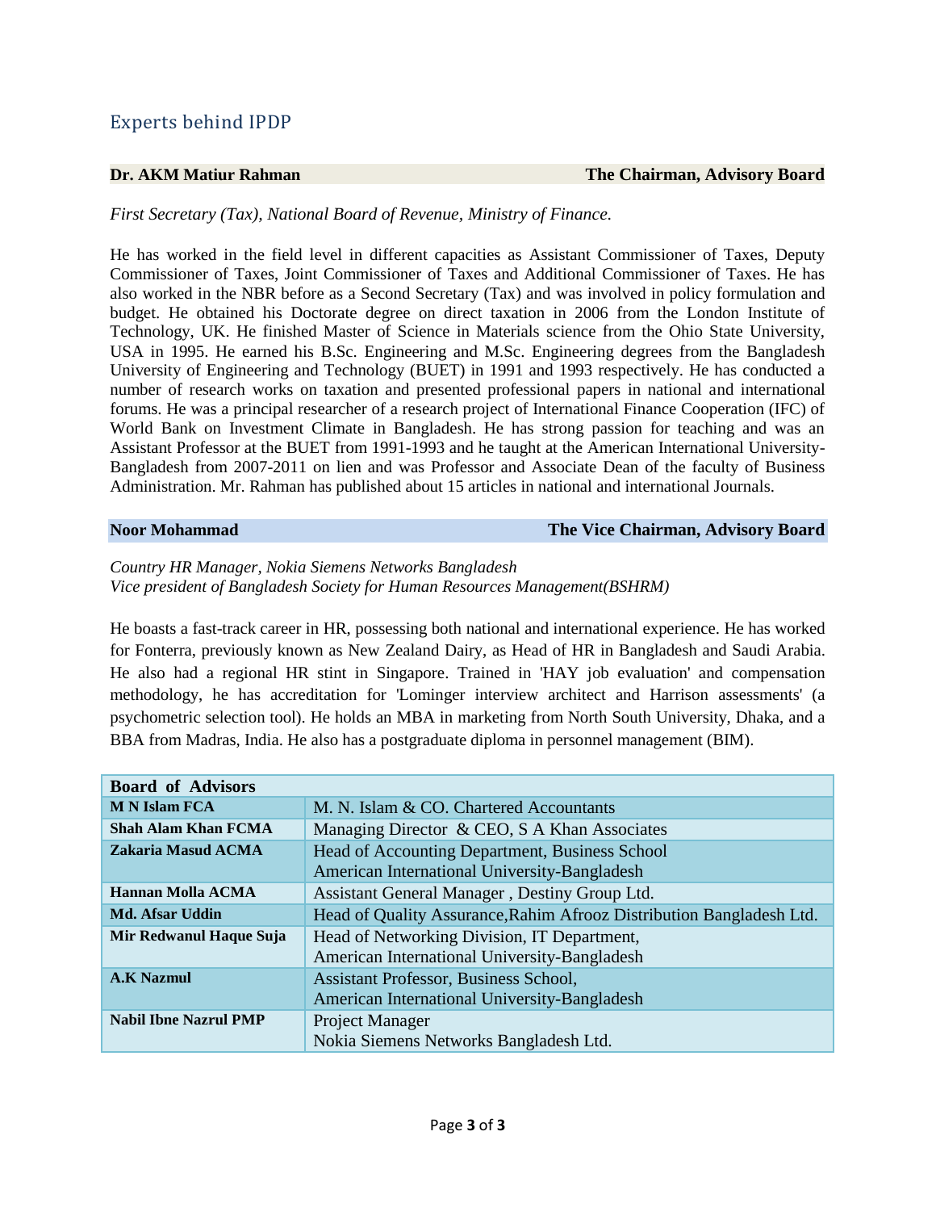## Experts behind IPDP

| **Dr. AKM Matiur Rahman** | **The Chairman, Advisory Board** |
|---|---|

*First Secretary (Tax), National Board of Revenue, Ministry of Finance.*

He has worked in the field level in different capacities as Assistant Commissioner of Taxes, Deputy Commissioner of Taxes, Joint Commissioner of Taxes and Additional Commissioner of Taxes. He has also worked in the NBR before as a Second Secretary (Tax) and was involved in policy formulation and budget. He obtained his Doctorate degree on direct taxation in 2006 from the London Institute of Technology, UK. He finished Master of Science in Materials science from the Ohio State University, USA in 1995. He earned his B.Sc. Engineering and M.Sc. Engineering degrees from the Bangladesh University of Engineering and Technology (BUET) in 1991 and 1993 respectively. He has conducted a number of research works on taxation and presented professional papers in national and international forums. He was a principal researcher of a research project of International Finance Cooperation (IFC) of World Bank on Investment Climate in Bangladesh. He has strong passion for teaching and was an Assistant Professor at the BUET from 1991-1993 and he taught at the American International University-Bangladesh from 2007-2011 on lien and was Professor and Associate Dean of the faculty of Business Administration. Mr. Rahman has published about 15 articles in national and international Journals.

| **Noor Mohammad** | **The Vice Chairman, Advisory Board** |
|---|---|

*Country HR Manager, Nokia Siemens Networks Bangladesh*
*Vice president of Bangladesh Society for Human Resources Management(BSHRM)*

He boasts a fast-track career in HR, possessing both national and international experience. He has worked for Fonterra, previously known as New Zealand Dairy, as Head of HR in Bangladesh and Saudi Arabia. He also had a regional HR stint in Singapore. Trained in 'HAY job evaluation' and compensation methodology, he has accreditation for 'Lominger interview architect and Harrison assessments' (a psychometric selection tool). He holds an MBA in marketing from North South University, Dhaka, and a BBA from Madras, India. He also has a postgraduate diploma in personnel management (BIM).

| **Board of Advisors** | |
|---|---|
| **M N Islam FCA** | M. N. Islam & CO. Chartered Accountants |
| **Shah Alam Khan FCMA** | Managing Director & CEO, S A Khan Associates |
| **Zakaria Masud ACMA** | Head of Accounting Department, Business School<br>American International University-Bangladesh |
| **Hannan Molla ACMA** | Assistant General Manager , Destiny Group Ltd. |
| **Md. Afsar Uddin** | Head of Quality Assurance,Rahim Afrooz Distribution Bangladesh Ltd. |
| **Mir Redwanul Haque Suja** | Head of Networking Division, IT Department,<br>American International University-Bangladesh |
| **A.K Nazmul** | Assistant Professor, Business School,<br>American International University-Bangladesh |
| **Nabil Ibne Nazrul PMP** | Project Manager<br>Nokia Siemens Networks Bangladesh Ltd. |